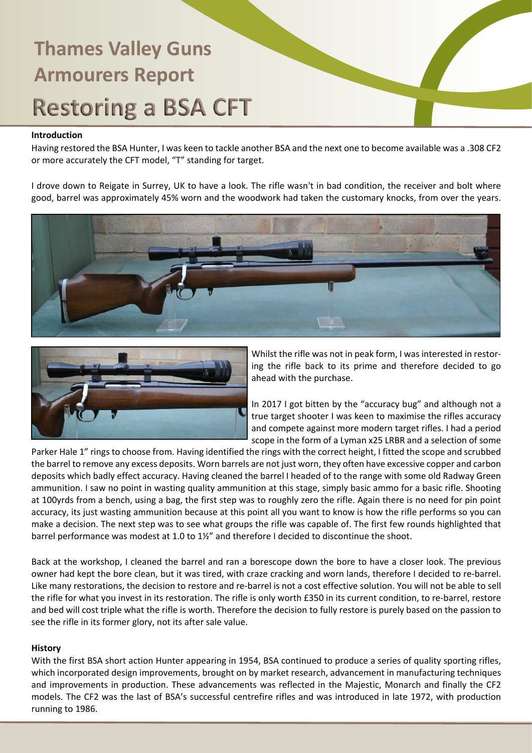# Thames Valley Guns Armourers Report

# Restoring a BSA CFT

## Introduction

Having restored the BSA Hunter, I was keen to tackle another BSA and the next one to become available was a .308 CF2 or more accurately the CFT model, "T" standing for target.

I drove down to Reigate in Surrey, UK to have a look. The rifle wasn't in bad condition, the receiver and bolt where good, barrel was approximately 45% worn and the woodwork had taken the customary knocks, from over the years.

Whilst the rifle was not in peak form, I was interested in restoring the rifle back to its prime and therefore decided to go ahead with the purchase.

In 2017 I got bitten by the "accuracy bug" and although not a true target shooter I was keen to maximise the rifles accuracy and compete against more modern target rifles. I had a period scope in the form of a Lyman x25 LRBR and a selection of some Parker Hale 1" rings to choose from. Having identified the rings with the correct height, I fitted the scope and scrubbed the barrel to remove any excess deposits. Worn barrels are not just worn, they often have excessive copper and carbon deposits which badly effect accuracy. Having cleaned the barrel I headed of to the range with some old Radway Green ammunition. I saw no point in wasting quality ammunition at this stage, simply basic ammo for a basic rifle. Shooting at 100yrds from a bench, using a bag, the first step was to roughly zero the rifle. Again there is no need for pin point accuracy, its just wasting ammunition because at this point all you want to know is how the rifle performs so you can make a decision. The next step was to see what groups the rifle was capable of. The first few rounds highlighted that barrel performance was modest at 1.0 to 1½" and therefore I decided to discontinue the shoot.

Back at the workshop, I cleaned the barrel and ran a borescope down the bore to have a closer look. The previous owner had kept the bore clean, but it was tired, with craze cracking and worn lands, therefore I decided to re-barrel. Like many restorations, the decision to restore and re-barrel is not a cost effective solution. You will not be able to sell the rifle for what you invest in its restoration. The rifle is only worth £350 in its current condition, to re-barrel, restore and bed will cost triple what the rifle is worth. Therefore the decision to fully restore is purely based on the passion to see the rifle in its former glory, not its after sale value.

## History

With the first BSA short action Hunter appearing in 1954, BSA continued to produce a series of quality sporting rifles, which incorporated design improvements, brought on by market research, advancement in manufacturing techniques and improvements in production. These advancements was reflected in the Majestic, Monarch and finally the CF2 models. The CF2 was the last of BSA's successful centrefire rifles and was introduced in late 1972, with production running to 1986.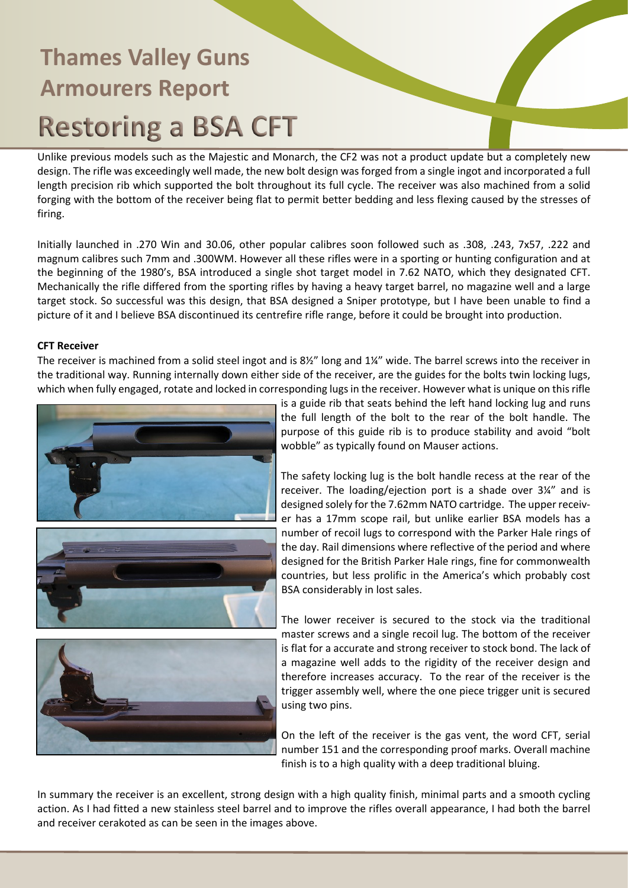# Thames Valley Guns Armourers Report

# Restoring a BSA CFT

Unlike previous models such as the Majestic and Monarch, the CF2 was not a product update but a completely new design. The rifle was exceedingly well made, the new bolt design was forged from a single ingot and incorporated a full length precision rib which supported the bolt throughout its full cycle. The receiver was also machined from a solid forging with the bottom of the receiver being flat to permit better bedding and less flexing caused by the stresses of firing.

Initially launched in .270 Win and 30.06, other popular calibres soon followed such as .308, .243, 7x57, .222 and magnum calibres such 7mm and .300WM. However all these rifles were in a sporting or hunting configuration and at the beginning of the 1980's, BSA introduced a single shot target model in 7.62 NATO, which they designated CFT. Mechanically the rifle differed from the sporting rifles by having a heavy target barrel, no magazine well and a large target stock. So successful was this design, that BSA designed a Sniper prototype, but I have been unable to find a picture of it and I believe BSA discontinued its centrefire rifle range, before it could be brought into production.

**CFT Receiver**

The receiver is machined from a solid steel ingot and is 8½" long and 1¼" wide. The barrel screws into the receiver in the traditional way. Running internally down either side of the receiver, are the guides for the bolts twin locking lugs, which when fully engaged, rotate and locked in corresponding lugs in the receiver. However what is unique on this rifle is a guide rib that seats behind the left hand locking lug and runs the full length of the bolt to the rear of the bolt handle. The purpose of this guide rib is to produce stability and avoid "bolt wobble" as typically found on Mauser actions.

The safety locking lug is the bolt handle recess at the rear of the receiver. The loading/ejection port is a shade over 3¼" and is designed solely for the 7.62mm NATO cartridge. The upper receiver has a 17mm scope rail, but unlike earlier BSA models has a number of recoil lugs to correspond with the Parker Hale rings of the day. Rail dimensions where reflective of the period and where designed for the British Parker Hale rings, fine for commonwealth countries, but less prolific in the America's which probably cost BSA considerably in lost sales.

The lower receiver is secured to the stock via the traditional master screws and a single recoil lug. The bottom of the receiver is flat for a accurate and strong receiver to stock bond. The lack of a magazine well adds to the rigidity of the receiver design and therefore increases accuracy. To the rear of the receiver is the trigger assembly well, where the one piece trigger unit is secured using two pins.

On the left of the receiver is the gas vent, the word CFT, serial number 151 and the corresponding proof marks. Overall machine finish is to a high quality with a deep traditional bluing.

In summary the receiver is an excellent, strong design with a high quality finish, minimal parts and a smooth cycling action. As I had fitted a new stainless steel barrel and to improve the rifles overall appearance, I had both the barrel and receiver cerakoted as can be seen in the images above.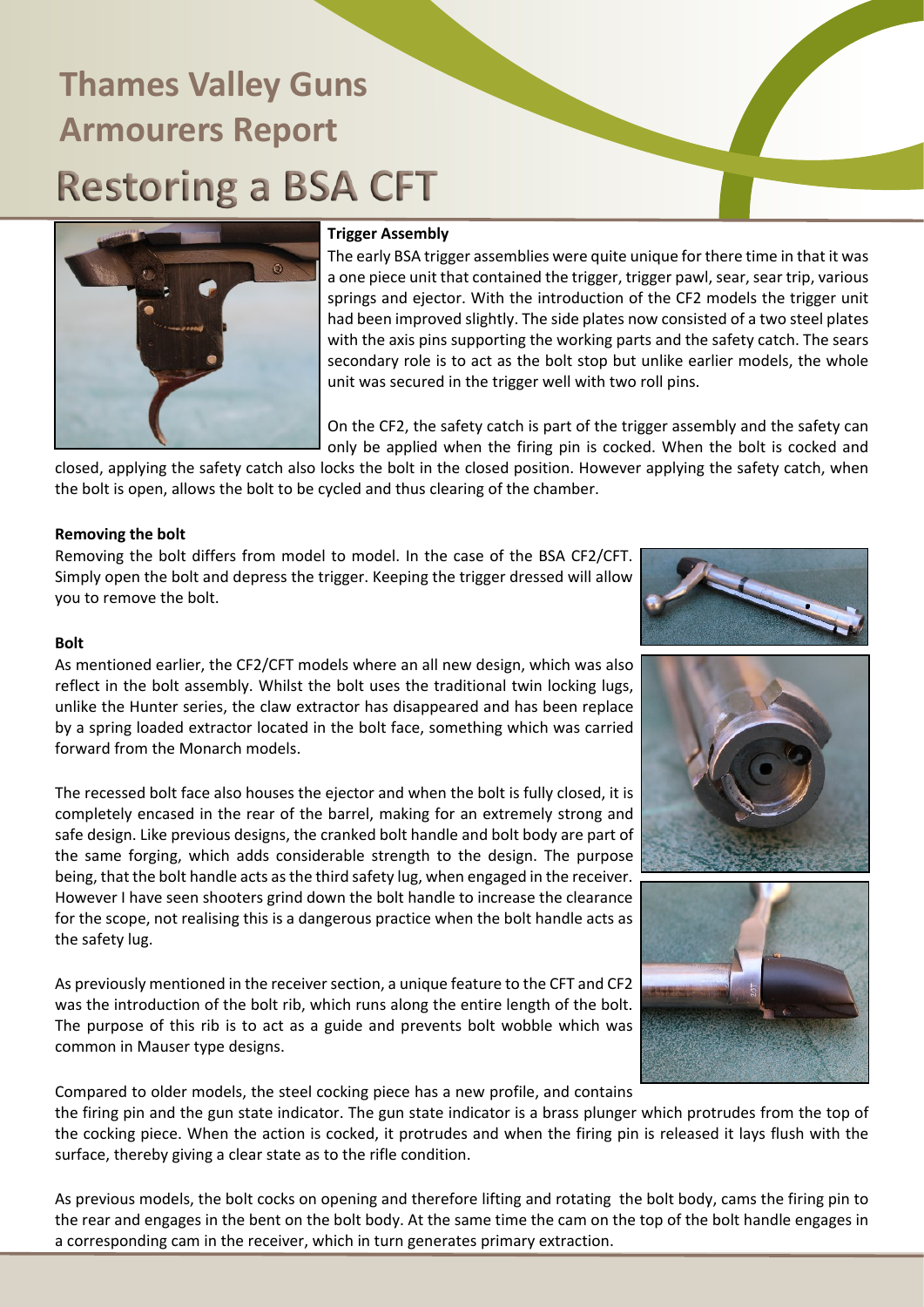# Thames Valley Guns Armourers Report

# Restoring a BSA CFT

### Trigger Assembly

The early BSA trigger assemblies were quite unique for there time in that it was a one piece unit that contained the trigger, trigger pawl, sear, sear trip, various springs and ejector. With the introduction of the CF2 models the trigger unit had been improved slightly. The side plates now consisted of a two steel plates with the axis pins supporting the working parts and the safety catch. The sears secondary role is to act as the bolt stop but unlike earlier models, the whole unit was secured in the trigger well with two roll pins.

On the CF2, the safety catch is part of the trigger assembly and the safety can only be applied when the firing pin is cocked. When the bolt is cocked and closed, applying the safety catch also locks the bolt in the closed position. However applying the safety catch, when the bolt is open, allows the bolt to be cycled and thus clearing of the chamber.

### Removing the bolt

Removing the bolt differs from model to model. In the case of the BSA CF2/CFT. Simply open the bolt and depress the trigger. Keeping the trigger dressed will allow you to remove the bolt.

### Bolt

As mentioned earlier, the CF2/CFT models where an all new design, which was also reflect in the bolt assembly. Whilst the bolt uses the traditional twin locking lugs, unlike the Hunter series, the claw extractor has disappeared and has been replace by a spring loaded extractor located in the bolt face, something which was carried forward from the Monarch models.

The recessed bolt face also houses the ejector and when the bolt is fully closed, it is completely encased in the rear of the barrel, making for an extremely strong and safe design. Like previous designs, the cranked bolt handle and bolt body are part of the same forging, which adds considerable strength to the design. The purpose being, that the bolt handle acts as the third safety lug, when engaged in the receiver. However I have seen shooters grind down the bolt handle to increase the clearance for the scope, not realising this is a dangerous practice when the bolt handle acts as the safety lug.

As previously mentioned in the receiver section, a unique feature to the CFT and CF2 was the introduction of the bolt rib, which runs along the entire length of the bolt. The purpose of this rib is to act as a guide and prevents bolt wobble which was common in Mauser type designs.

Compared to older models, the steel cocking piece has a new profile, and contains the firing pin and the gun state indicator. The gun state indicator is a brass plunger which protrudes from the top of the cocking piece. When the action is cocked, it protrudes and when the firing pin is released it lays flush with the surface, thereby giving a clear state as to the rifle condition.

As previous models, the bolt cocks on opening and therefore lifting and rotating the bolt body, cams the firing pin to the rear and engages in the bent on the bolt body. At the same time the cam on the top of the bolt handle engages in a corresponding cam in the receiver, which in turn generates primary extraction.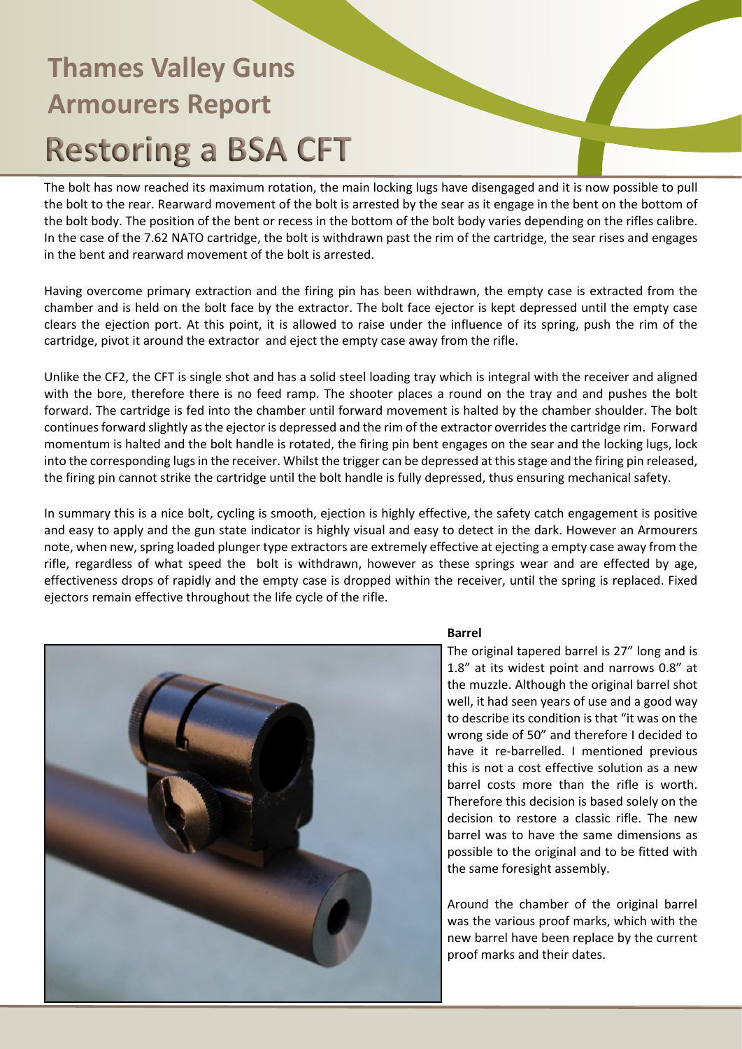# Thames Valley Guns
# Armourers Report
# Restoring a BSA CFT

The bolt has now reached its maximum rotation, the main locking lugs have disengaged and it is now possible to pull the bolt to the rear. Rearward movement of the bolt is arrested by the sear as it engage in the bent on the bottom of the bolt body. The position of the bent or recess in the bottom of the bolt body varies depending on the rifles calibre. In the case of the 7.62 NATO cartridge, the bolt is withdrawn past the rim of the cartridge, the sear rises and engages in the bent and rearward movement of the bolt is arrested.

Having overcome primary extraction and the firing pin has been withdrawn, the empty case is extracted from the chamber and is held on the bolt face by the extractor. The bolt face ejector is kept depressed until the empty case clears the ejection port. At this point, it is allowed to raise under the influence of its spring, push the rim of the cartridge, pivot it around the extractor and eject the empty case away from the rifle.

Unlike the CF2, the CFT is single shot and has a solid steel loading tray which is integral with the receiver and aligned with the bore, therefore there is no feed ramp. The shooter places a round on the tray and and pushes the bolt forward. The cartridge is fed into the chamber until forward movement is halted by the chamber shoulder. The bolt continues forward slightly as the ejector is depressed and the rim of the extractor overrides the cartridge rim. Forward momentum is halted and the bolt handle is rotated, the firing pin bent engages on the sear and the locking lugs, lock into the corresponding lugs in the receiver. Whilst the trigger can be depressed at this stage and the firing pin released, the firing pin cannot strike the cartridge until the bolt handle is fully depressed, thus ensuring mechanical safety.

In summary this is a nice bolt, cycling is smooth, ejection is highly effective, the safety catch engagement is positive and easy to apply and the gun state indicator is highly visual and easy to detect in the dark. However an Armourers note, when new, spring loaded plunger type extractors are extremely effective at ejecting a empty case away from the rifle, regardless of what speed the bolt is withdrawn, however as these springs wear and are effected by age, effectiveness drops of rapidly and the empty case is dropped within the receiver, until the spring is replaced. Fixed ejectors remain effective throughout the life cycle of the rifle.

**Barrel**

The original tapered barrel is 27" long and is 1.8" at its widest point and narrows 0.8" at the muzzle. Although the original barrel shot well, it had seen years of use and a good way to describe its condition is that "it was on the wrong side of 50" and therefore I decided to have it re-barrelled. I mentioned previous this is not a cost effective solution as a new barrel costs more than the rifle is worth. Therefore this decision is based solely on the decision to restore a classic rifle. The new barrel was to have the same dimensions as possible to the original and to be fitted with the same foresight assembly.

Around the chamber of the original barrel was the various proof marks, which with the new barrel have been replace by the current proof marks and their dates.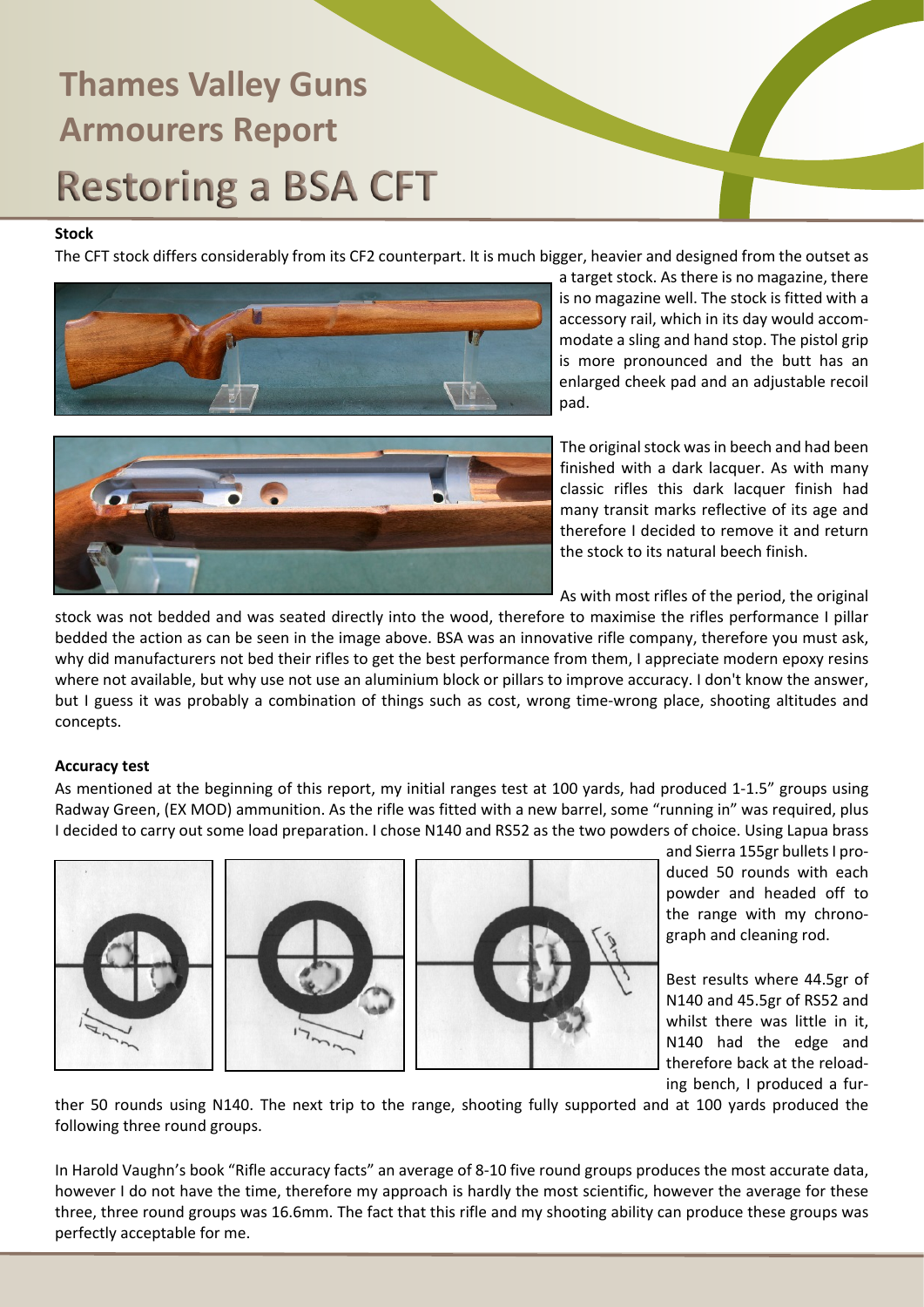# Thames Valley Guns Armourers Report

# Restoring a BSA CFT

**Stock**

The CFT stock differs considerably from its CF2 counterpart. It is much bigger, heavier and designed from the outset as a target stock. As there is no magazine, there is no magazine well. The stock is fitted with a accessory rail, which in its day would accommodate a sling and hand stop. The pistol grip is more pronounced and the butt has an enlarged cheek pad and an adjustable recoil pad.

The original stock was in beech and had been finished with a dark lacquer. As with many classic rifles this dark lacquer finish had many transit marks reflective of its age and therefore I decided to remove it and return the stock to its natural beech finish.

As with most rifles of the period, the original stock was not bedded and was seated directly into the wood, therefore to maximise the rifles performance I pillar bedded the action as can be seen in the image above. BSA was an innovative rifle company, therefore you must ask, why did manufacturers not bed their rifles to get the best performance from them, I appreciate modern epoxy resins where not available, but why use not use an aluminium block or pillars to improve accuracy. I don't know the answer, but I guess it was probably a combination of things such as cost, wrong time-wrong place, shooting altitudes and concepts.

**Accuracy test**

As mentioned at the beginning of this report, my initial ranges test at 100 yards, had produced 1-1.5" groups using Radway Green, (EX MOD) ammunition. As the rifle was fitted with a new barrel, some "running in" was required, plus I decided to carry out some load preparation. I chose N140 and RS52 as the two powders of choice. Using Lapua brass and Sierra 155gr bullets I produced 50 rounds with each powder and headed off to the range with my chronograph and cleaning rod.

Best results where 44.5gr of N140 and 45.5gr of RS52 and whilst there was little in it, N140 had the edge and therefore back at the reloading bench, I produced a further 50 rounds using N140. The next trip to the range, shooting fully supported and at 100 yards produced the following three round groups.

In Harold Vaughn's book "Rifle accuracy facts" an average of 8-10 five round groups produces the most accurate data, however I do not have the time, therefore my approach is hardly the most scientific, however the average for these three, three round groups was 16.6mm. The fact that this rifle and my shooting ability can produce these groups was perfectly acceptable for me.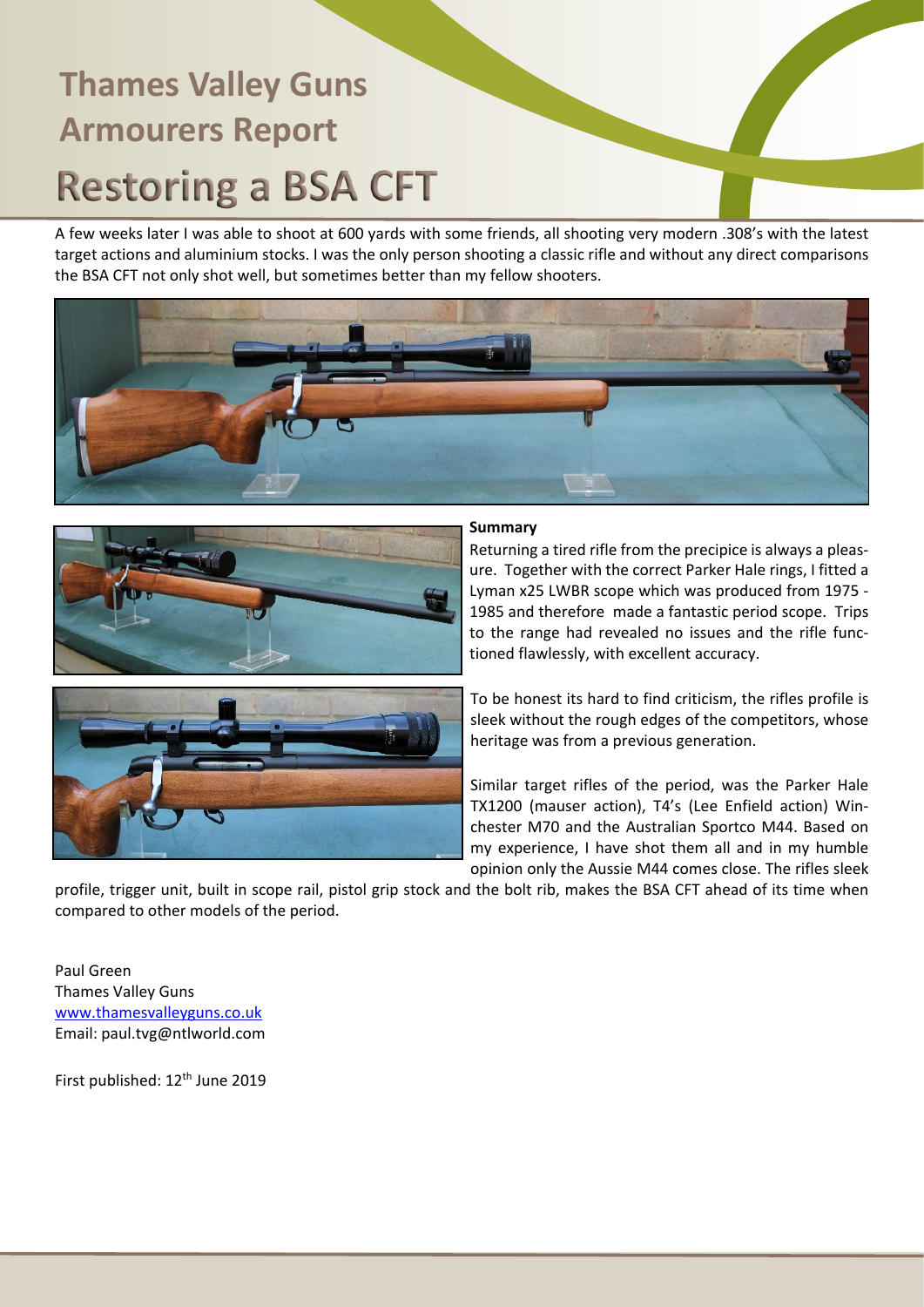# Thames Valley Guns Armourers Report

# Restoring a BSA CFT

A few weeks later I was able to shoot at 600 yards with some friends, all shooting very modern .308's with the latest target actions and aluminium stocks. I was the only person shooting a classic rifle and without any direct comparisons the BSA CFT not only shot well, but sometimes better than my fellow shooters.

**Summary**

Returning a tired rifle from the precipice is always a pleasure. Together with the correct Parker Hale rings, I fitted a Lyman x25 LWBR scope which was produced from 1975 - 1985 and therefore made a fantastic period scope. Trips to the range had revealed no issues and the rifle functioned flawlessly, with excellent accuracy.

To be honest its hard to find criticism, the rifles profile is sleek without the rough edges of the competitors, whose heritage was from a previous generation.

Similar target rifles of the period, was the Parker Hale TX1200 (mauser action), T4's (Lee Enfield action) Winchester M70 and the Australian Sportco M44. Based on my experience, I have shot them all and in my humble opinion only the Aussie M44 comes close. The rifles sleek profile, trigger unit, built in scope rail, pistol grip stock and the bolt rib, makes the BSA CFT ahead of its time when compared to other models of the period.

Paul Green
Thames Valley Guns
www.thamesvalleyguns.co.uk
Email: paul.tvg@ntlworld.com

First published: 12th June 2019